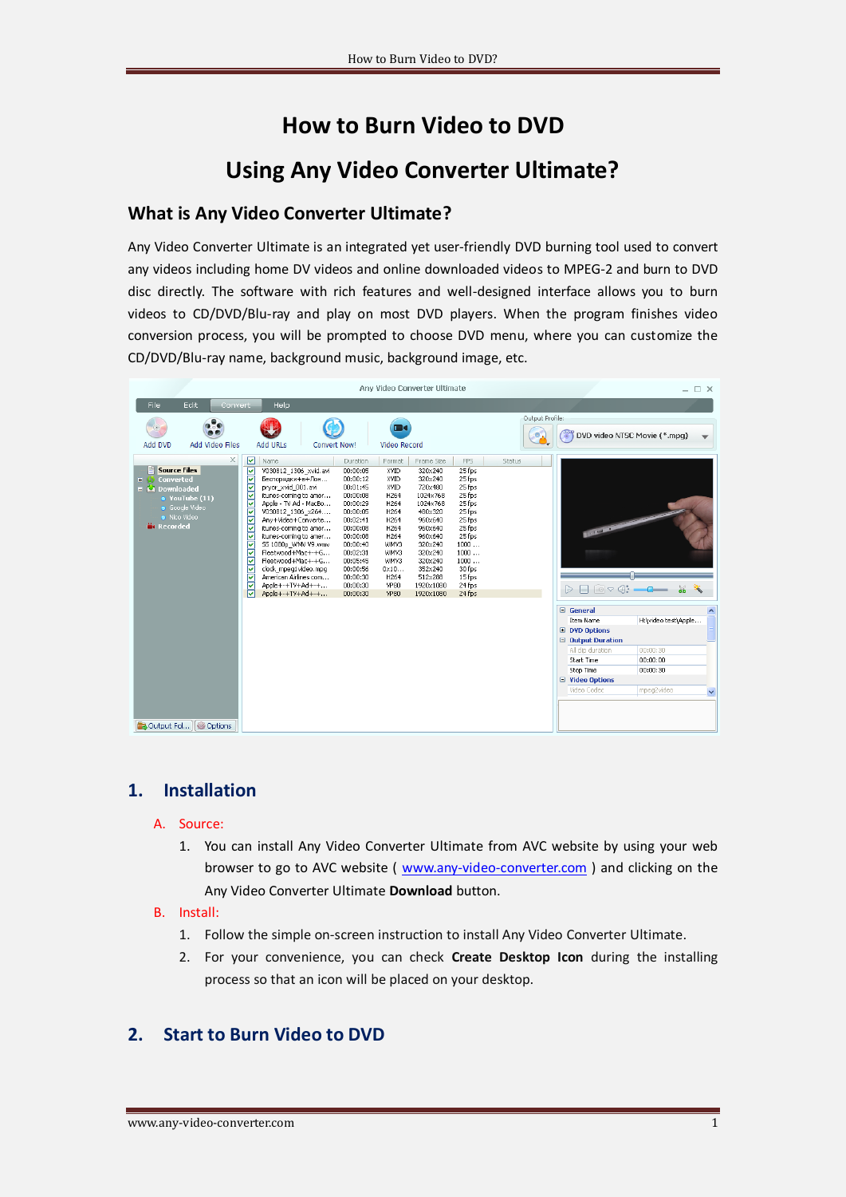# How to Burn Video to DVD

# Using Any Video Converter Ultimate?

## What is Any Video Converter Ultimate?

Any Video Converter Ultimate is an integrated yet user-friendly DVD burning tool used to convert any videos including home DV videos and online downloaded videos to MPEG-2 and burn to DVD disc directly. The software with rich features and well-designed interface allows you to burn videos to CD/DVD/Blu-ray and play on most DVD players. When the program finishes video conversion process, you will be prompted to choose DVD menu, where you can customize the CD/DVD/Blu-ray name, background music, background image, etc.

## 1. Installation

A. Source:

1. You can install Any Video Converter Ultimate from AVC website by using your web browser to go to AVC website ( www.any-video-converter.com ) and clicking on the Any Video Converter Ultimate **Download** button.

B. Install:

1. Follow the simple on-screen instruction to install Any Video Converter Ultimate.
2. For your convenience, you can check **Create Desktop Icon** during the installing process so that an icon will be placed on your desktop.

## 2. Start to Burn Video to DVD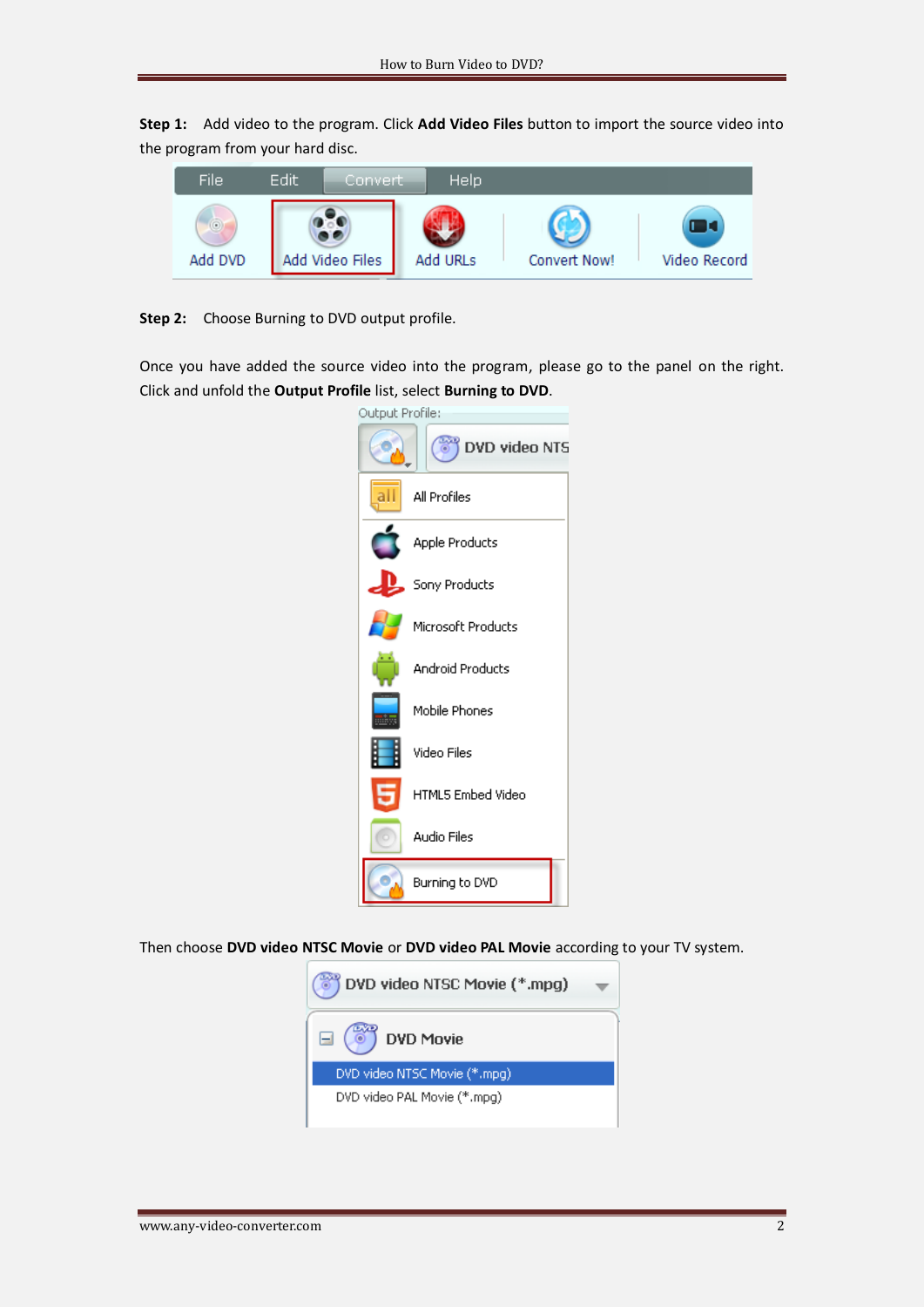**Step 1:** Add video to the program. Click **Add Video Files** button to import the source video into the program from your hard disc.

**Step 2:** Choose Burning to DVD output profile.

Once you have added the source video into the program, please go to the panel on the right. Click and unfold the **Output Profile** list, select **Burning to DVD**.

Then choose **DVD video NTSC Movie** or **DVD video PAL Movie** according to your TV system.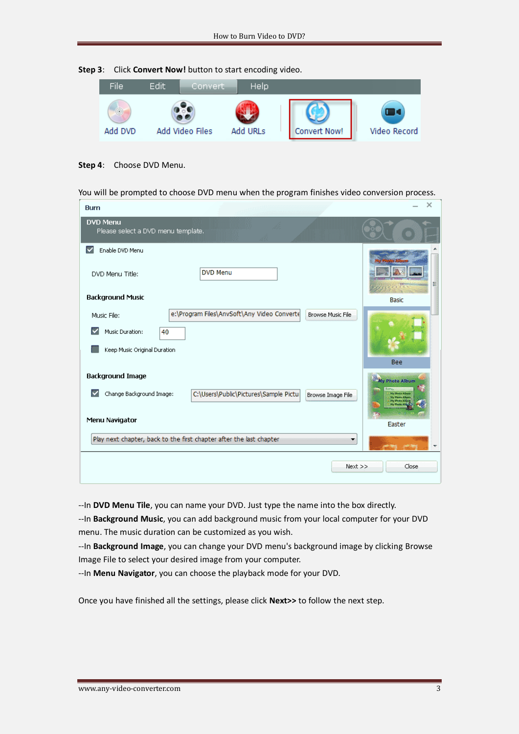**Step 3**: Click **Convert Now!** button to start encoding video.

**Step 4**: Choose DVD Menu.

You will be prompted to choose DVD menu when the program finishes video conversion process.

--In **DVD Menu Tile**, you can name your DVD. Just type the name into the box directly.

--In **Background Music**, you can add background music from your local computer for your DVD menu. The music duration can be customized as you wish.

--In **Background Image**, you can change your DVD menu's background image by clicking Browse Image File to select your desired image from your computer.

--In **Menu Navigator**, you can choose the playback mode for your DVD.

Once you have finished all the settings, please click **Next>>** to follow the next step.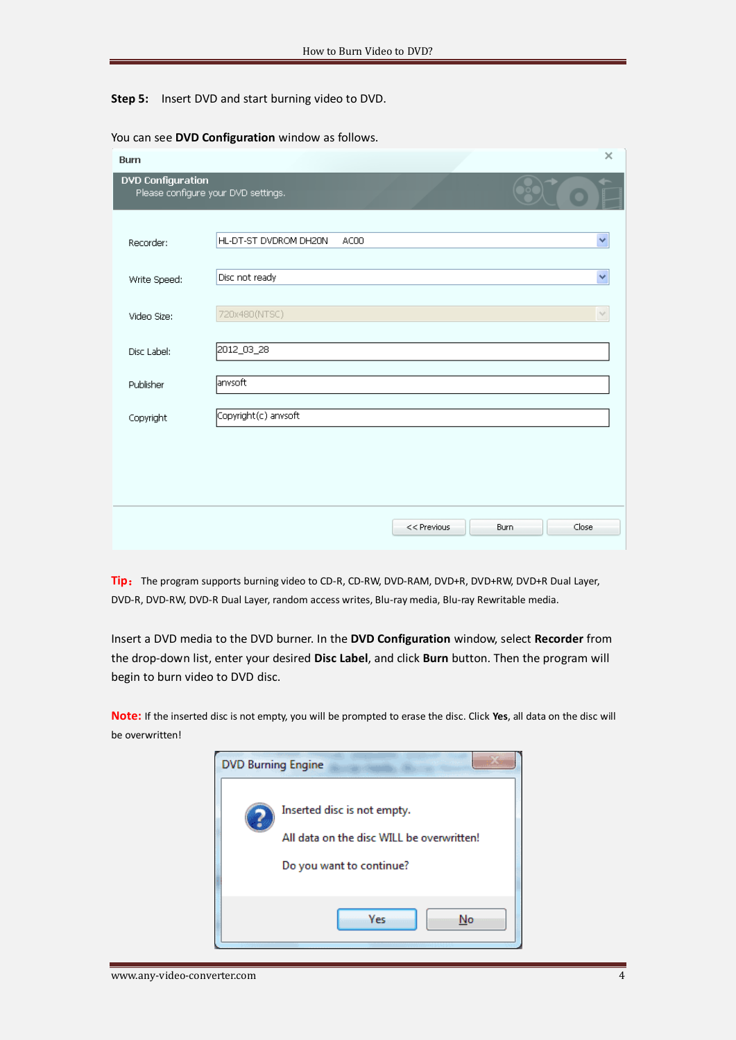**Step 5:** Insert DVD and start burning video to DVD.

You can see **DVD Configuration** window as follows.

Burn

DVD Configuration
Please configure your DVD settings.

| | |
|---|---|
| Recorder: | HL-DT-ST DVDROM DH20N ACOO |
| Write Speed: | Disc not ready |
| Video Size: | 720x480(NTSC) |
| Disc Label: | 2012_03_28 |
| Publisher | anvsoft |
| Copyright | Copyright(c) anvsoft |

<< Previous | Burn | Close

**Tip：** The program supports burning video to CD-R, CD-RW, DVD-RAM, DVD+R, DVD+RW, DVD+R Dual Layer, DVD-R, DVD-RW, DVD-R Dual Layer, random access writes, Blu-ray media, Blu-ray Rewritable media.

Insert a DVD media to the DVD burner. In the **DVD Configuration** window, select **Recorder** from the drop-down list, enter your desired **Disc Label**, and click **Burn** button. Then the program will begin to burn video to DVD disc.

**Note:** If the inserted disc is not empty, you will be prompted to erase the disc. Click **Yes**, all data on the disc will be overwritten!

DVD Burning Engine

Inserted disc is not empty.

All data on the disc WILL be overwritten!

Do you want to continue?

Yes | No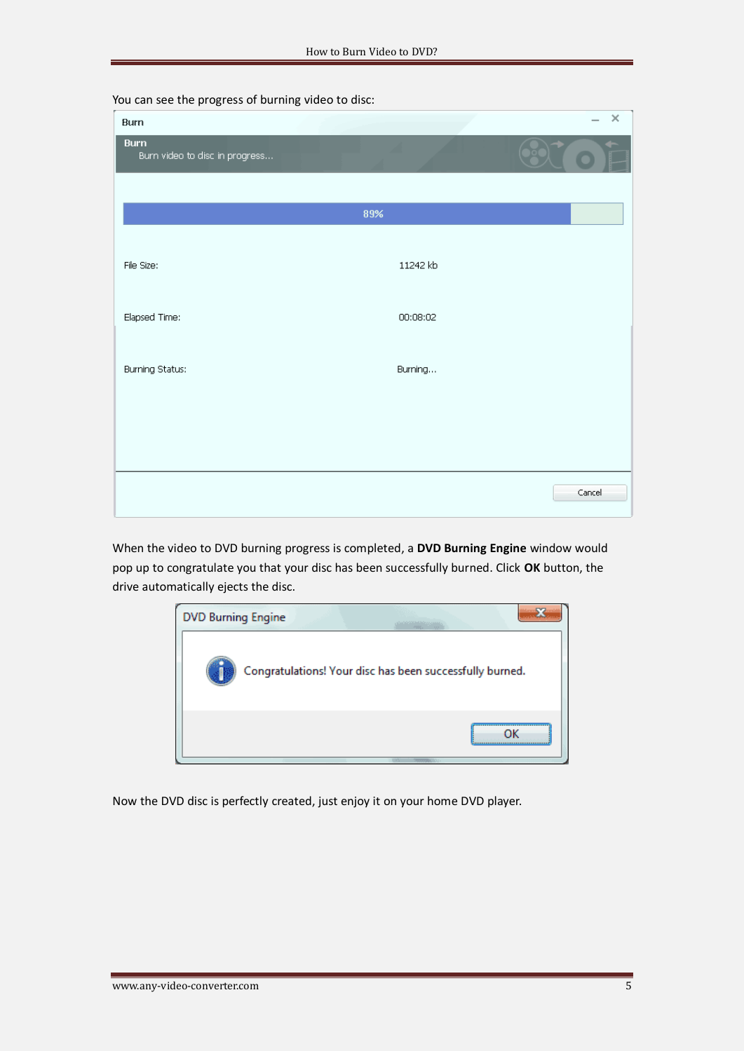You can see the progress of burning video to disc:

When the video to DVD burning progress is completed, a **DVD Burning Engine** window would pop up to congratulate you that your disc has been successfully burned. Click **OK** button, the drive automatically ejects the disc.

Now the DVD disc is perfectly created, just enjoy it on your home DVD player.